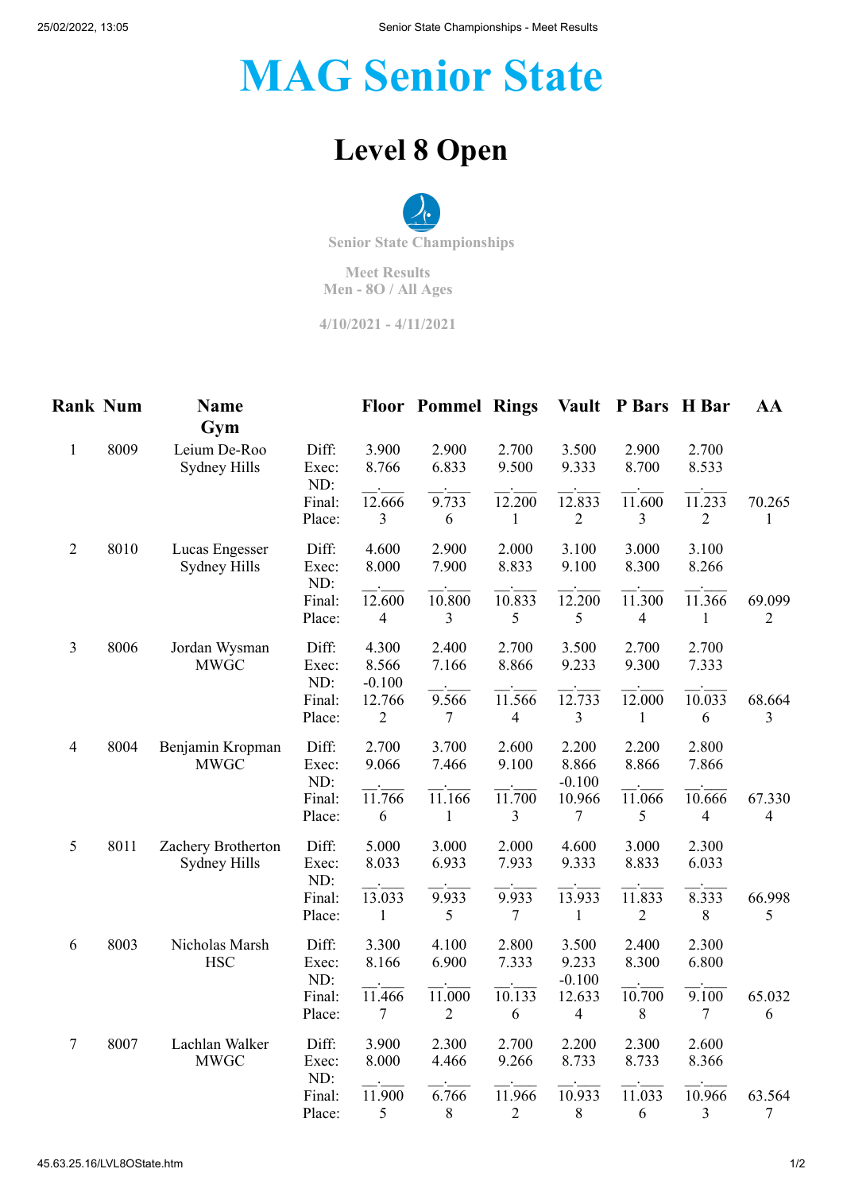# MAG Senior State

## Level 8 Open

Senior State Championships

Meet Results
Men - 8O / All Ages

4/10/2021 - 4/11/2021

| Rank | Num | Name / Gym | | Floor | Pommel | Rings | Vault | P Bars | H Bar | AA |
|---|---|---|---|---|---|---|---|---|---|---|
| 1 | 8009 | Leium De-Roo<br>Sydney Hills | Diff: | 3.900 | 2.900 | 2.700 | 3.500 | 2.900 | 2.700 | |
| | | | Exec: | 8.766 | 6.833 | 9.500 | 9.333 | 8.700 | 8.533 | |
| | | | ND: | __.___ | __.___ | __.___ | __.___ | __.___ | __.___ | |
| | | | Final: | 12.666 | 9.733 | 12.200 | 12.833 | 11.600 | 11.233 | 70.265 |
| | | | Place: | 3 | 6 | 1 | 2 | 3 | 2 | 1 |
| 2 | 8010 | Lucas Engesser<br>Sydney Hills | Diff: | 4.600 | 2.900 | 2.000 | 3.100 | 3.000 | 3.100 | |
| | | | Exec: | 8.000 | 7.900 | 8.833 | 9.100 | 8.300 | 8.266 | |
| | | | ND: | __.___ | __.___ | __.___ | __.___ | __.___ | __.___ | |
| | | | Final: | 12.600 | 10.800 | 10.833 | 12.200 | 11.300 | 11.366 | 69.099 |
| | | | Place: | 4 | 3 | 5 | 5 | 4 | 1 | 2 |
| 3 | 8006 | Jordan Wysman<br>MWGC | Diff: | 4.300 | 2.400 | 2.700 | 3.500 | 2.700 | 2.700 | |
| | | | Exec: | 8.566 | 7.166 | 8.866 | 9.233 | 9.300 | 7.333 | |
| | | | ND: | -0.100 | __.___ | __.___ | __.___ | __.___ | __.___ | |
| | | | Final: | 12.766 | 9.566 | 11.566 | 12.733 | 12.000 | 10.033 | 68.664 |
| | | | Place: | 2 | 7 | 4 | 3 | 1 | 6 | 3 |
| 4 | 8004 | Benjamin Kropman<br>MWGC | Diff: | 2.700 | 3.700 | 2.600 | 2.200 | 2.200 | 2.800 | |
| | | | Exec: | 9.066 | 7.466 | 9.100 | 8.866 | 8.866 | 7.866 | |
| | | | ND: | __.___ | __.___ | __.___ | -0.100 | __.___ | __.___ | |
| | | | Final: | 11.766 | 11.166 | 11.700 | 10.966 | 11.066 | 10.666 | 67.330 |
| | | | Place: | 6 | 1 | 3 | 7 | 5 | 4 | 4 |
| 5 | 8011 | Zachery Brotherton<br>Sydney Hills | Diff: | 5.000 | 3.000 | 2.000 | 4.600 | 3.000 | 2.300 | |
| | | | Exec: | 8.033 | 6.933 | 7.933 | 9.333 | 8.833 | 6.033 | |
| | | | ND: | __.___ | __.___ | __.___ | __.___ | __.___ | __.___ | |
| | | | Final: | 13.033 | 9.933 | 9.933 | 13.933 | 11.833 | 8.333 | 66.998 |
| | | | Place: | 1 | 5 | 7 | 1 | 2 | 8 | 5 |
| 6 | 8003 | Nicholas Marsh<br>HSC | Diff: | 3.300 | 4.100 | 2.800 | 3.500 | 2.400 | 2.300 | |
| | | | Exec: | 8.166 | 6.900 | 7.333 | 9.233 | 8.300 | 6.800 | |
| | | | ND: | __.___ | __.___ | __.___ | -0.100 | __.___ | __.___ | |
| | | | Final: | 11.466 | 11.000 | 10.133 | 12.633 | 10.700 | 9.100 | 65.032 |
| | | | Place: | 7 | 2 | 6 | 4 | 8 | 7 | 6 |
| 7 | 8007 | Lachlan Walker<br>MWGC | Diff: | 3.900 | 2.300 | 2.700 | 2.200 | 2.300 | 2.600 | |
| | | | Exec: | 8.000 | 4.466 | 9.266 | 8.733 | 8.733 | 8.366 | |
| | | | ND: | __.___ | __.___ | __.___ | __.___ | __.___ | __.___ | |
| | | | Final: | 11.900 | 6.766 | 11.966 | 10.933 | 11.033 | 10.966 | 63.564 |
| | | | Place: | 5 | 8 | 2 | 8 | 6 | 3 | 7 |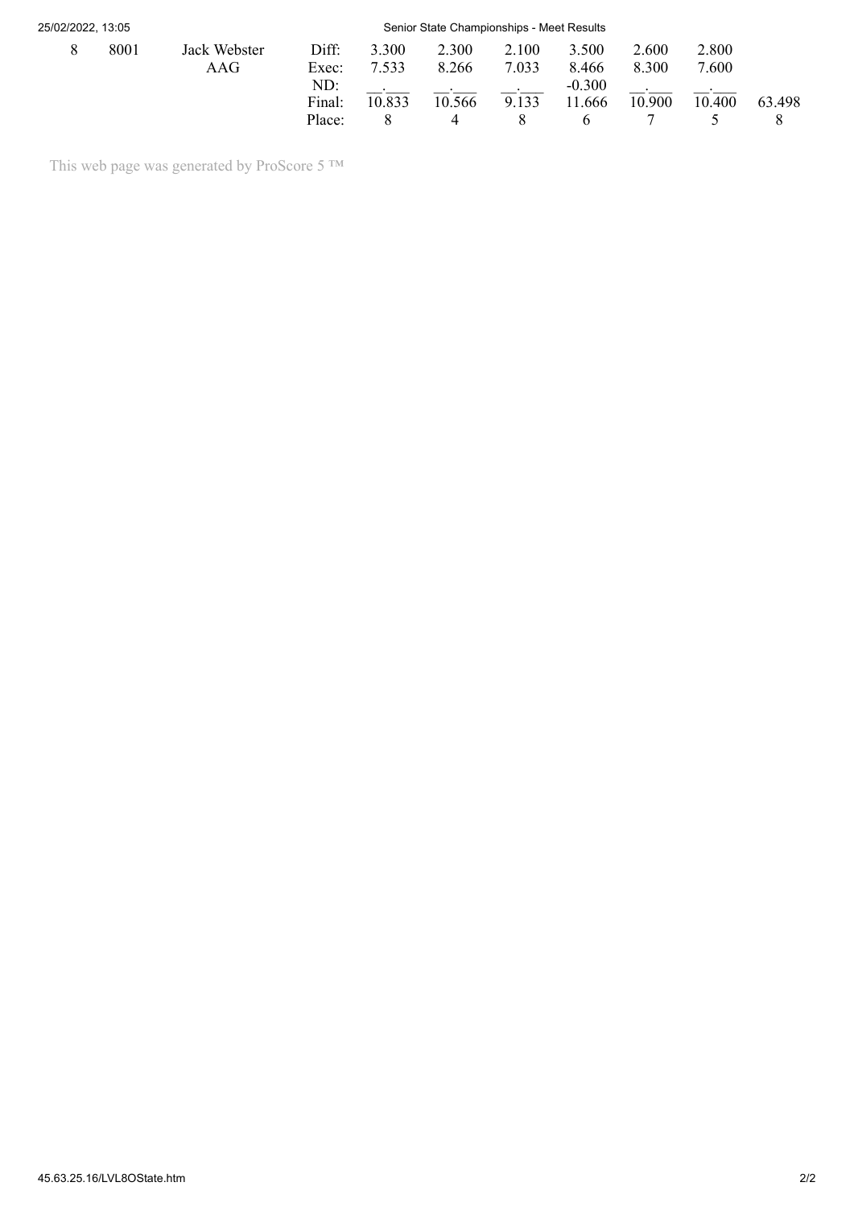| | | | | | | | | | | |
|---|---|---|---|---|---|---|---|---|---|---|
| 8 | 8001 | Jack Webster<br>AAG | Diff: | 3.300 | 2.300 | 2.100 | 3.500 | 2.600 | 2.800 | |
| | | | Exec: | 7.533 | 8.266 | 7.033 | 8.466 | 8.300 | 7.600 | |
| | | | ND: | __.___ | __.___ | __.___ | -0.300 | __.___ | __.___ | |
| | | | Final: | 10.833 | 10.566 | 9.133 | 11.666 | 10.900 | 10.400 | 63.498 |
| | | | Place: | 8 | 4 | 8 | 6 | 7 | 5 | 8 |

This web page was generated by ProScore 5 ™